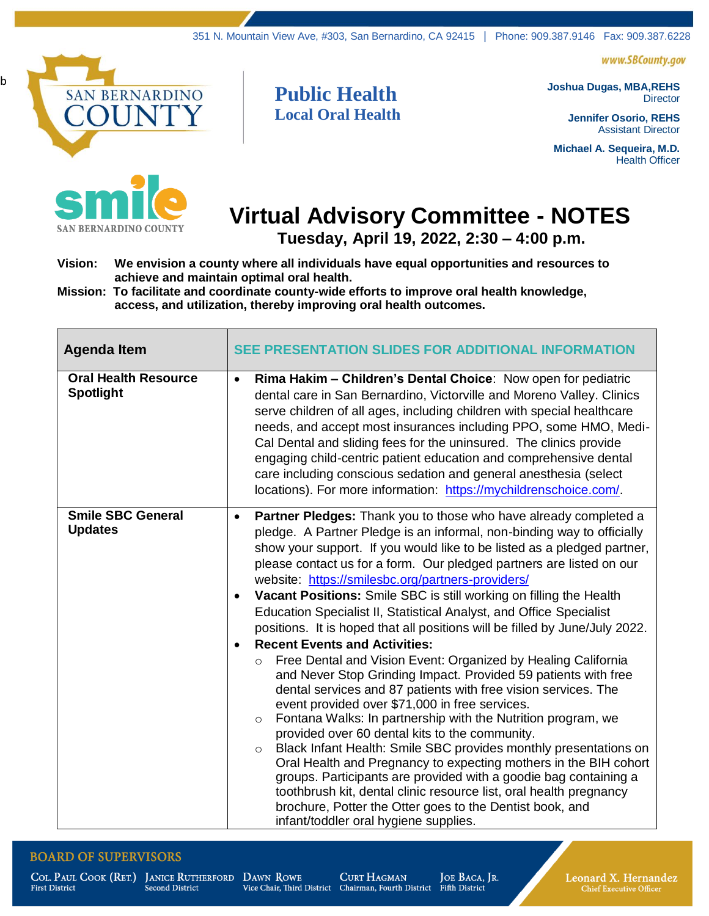351 N. Mountain View Ave, #303, San Bernardino, CA 92415 | Phone: 909.387.9146 Fax: 909.387.6228

www.SBCounty.gov

**Public Health**
**Local Oral Health**

**Joshua Dugas, MBA,REHS**
Director

**Jennifer Osorio, REHS**
Assistant Director

**Michael A. Sequeira, M.D.**
Health Officer

# Virtual Advisory Committee - NOTES

**Tuesday, April 19, 2022, 2:30 – 4:00 p.m.**

**Vision:** **We envision a county where all individuals have equal opportunities and resources to achieve and maintain optimal oral health.**

**Mission:** **To facilitate and coordinate county-wide efforts to improve oral health knowledge, access, and utilization, thereby improving oral health outcomes.**

| Agenda Item | SEE PRESENTATION SLIDES FOR ADDITIONAL INFORMATION |
|---|---|
| **Oral Health Resource Spotlight** | • **Rima Hakim – Children's Dental Choice**: Now open for pediatric dental care in San Bernardino, Victorville and Moreno Valley. Clinics serve children of all ages, including children with special healthcare needs, and accept most insurances including PPO, some HMO, Medi-Cal Dental and sliding fees for the uninsured. The clinics provide engaging child-centric patient education and comprehensive dental care including conscious sedation and general anesthesia (select locations). For more information: https://mychildrenschoice.com/. |
| **Smile SBC General Updates** | • **Partner Pledges:** Thank you to those who have already completed a pledge. A Partner Pledge is an informal, non-binding way to officially show your support. If you would like to be listed as a pledged partner, please contact us for a form. Our pledged partners are listed on our website: https://smilesbc.org/partners-providers/ <br>• **Vacant Positions:** Smile SBC is still working on filling the Health Education Specialist II, Statistical Analyst, and Office Specialist positions. It is hoped that all positions will be filled by June/July 2022. <br>• **Recent Events and Activities:** <br>  ○ Free Dental and Vision Event: Organized by Healing California and Never Stop Grinding Impact. Provided 59 patients with free dental services and 87 patients with free vision services. The event provided over $71,000 in free services. <br>  ○ Fontana Walks: In partnership with the Nutrition program, we provided over 60 dental kits to the community. <br>  ○ Black Infant Health: Smile SBC provides monthly presentations on Oral Health and Pregnancy to expecting mothers in the BIH cohort groups. Participants are provided with a goodie bag containing a toothbrush kit, dental clinic resource list, oral health pregnancy brochure, Potter the Otter goes to the Dentist book, and infant/toddler oral hygiene supplies. |

**BOARD OF SUPERVISORS**

Col. Paul Cook (Ret.), First District | Janice Rutherford, Second District | Dawn Rowe, Vice Chair, Third District | Curt Hagman, Chairman, Fourth District | Joe Baca, Jr., Fifth District | Leonard X. Hernandez, Chief Executive Officer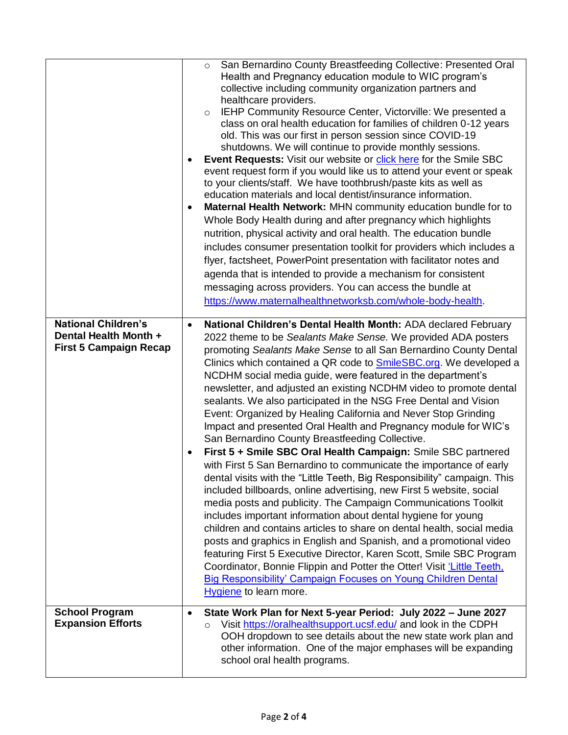| | |
|---|---|
| | ○ San Bernardino County Breastfeeding Collective: Presented Oral Health and Pregnancy education module to WIC program's collective including community organization partners and healthcare providers.<br>○ IEHP Community Resource Center, Victorville: We presented a class on oral health education for families of children 0-12 years old. This was our first in person session since COVID-19 shutdowns. We will continue to provide monthly sessions.<br>• **Event Requests:** Visit our website or [click here]() for the Smile SBC event request form if you would like us to attend your event or speak to your clients/staff. We have toothbrush/paste kits as well as education materials and local dentist/insurance information.<br>• **Maternal Health Network:** MHN community education bundle for to Whole Body Health during and after pregnancy which highlights nutrition, physical activity and oral health. The education bundle includes consumer presentation toolkit for providers which includes a flyer, factsheet, PowerPoint presentation with facilitator notes and agenda that is intended to provide a mechanism for consistent messaging across providers. You can access the bundle at [https://www.maternalhealthnetworksb.com/whole-body-health](https://www.maternalhealthnetworksb.com/whole-body-health). |
| **National Children's Dental Health Month + First 5 Campaign Recap** | • **National Children's Dental Health Month:** ADA declared February 2022 theme to be *Sealants Make Sense.* We provided ADA posters promoting *Sealants Make Sense* to all San Bernardino County Dental Clinics which contained a QR code to [SmileSBC.org](). We developed a NCDHM social media guide, were featured in the department's newsletter, and adjusted an existing NCDHM video to promote dental sealants. We also participated in the NSG Free Dental and Vision Event: Organized by Healing California and Never Stop Grinding Impact and presented Oral Health and Pregnancy module for WIC's San Bernardino County Breastfeeding Collective.<br>• **First 5 + Smile SBC Oral Health Campaign:** Smile SBC partnered with First 5 San Bernardino to communicate the importance of early dental visits with the "Little Teeth, Big Responsibility" campaign. This included billboards, online advertising, new First 5 website, social media posts and publicity. The Campaign Communications Toolkit includes important information about dental hygiene for young children and contains articles to share on dental health, social media posts and graphics in English and Spanish, and a promotional video featuring First 5 Executive Director, Karen Scott, Smile SBC Program Coordinator, Bonnie Flippin and Potter the Otter! Visit ['Little Teeth, Big Responsibility' Campaign Focuses on Young Children Dental Hygiene]() to learn more. |
| **School Program Expansion Efforts** | • **State Work Plan for Next 5-year Period: July 2022 – June 2027**<br>○ Visit [https://oralhealthsupport.ucsf.edu/](https://oralhealthsupport.ucsf.edu/) and look in the CDPH OOH dropdown to see details about the new state work plan and other information. One of the major emphases will be expanding school oral health programs. |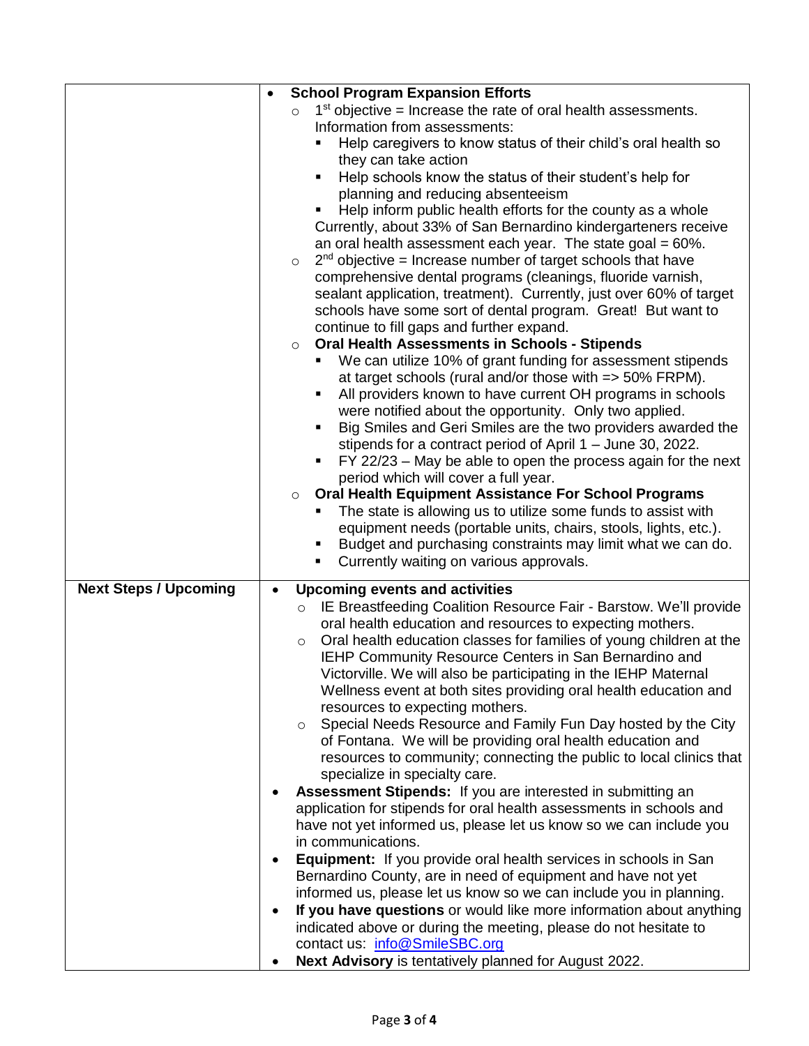| | |
|---|---|
| | • **School Program Expansion Efforts**<br>  ○ 1st objective = Increase the rate of oral health assessments. Information from assessments:<br>    ▪ Help caregivers to know status of their child's oral health so they can take action<br>    ▪ Help schools know the status of their student's help for planning and reducing absenteeism<br>    ▪ Help inform public health efforts for the county as a whole<br>  Currently, about 33% of San Bernardino kindergarteners receive an oral health assessment each year. The state goal = 60%.<br>  ○ 2nd objective = Increase number of target schools that have comprehensive dental programs (cleanings, fluoride varnish, sealant application, treatment). Currently, just over 60% of target schools have some sort of dental program. Great! But want to continue to fill gaps and further expand.<br>  ○ **Oral Health Assessments in Schools - Stipends**<br>    ▪ We can utilize 10% of grant funding for assessment stipends at target schools (rural and/or those with => 50% FRPM).<br>    ▪ All providers known to have current OH programs in schools were notified about the opportunity. Only two applied.<br>    ▪ Big Smiles and Geri Smiles are the two providers awarded the stipends for a contract period of April 1 – June 30, 2022.<br>    ▪ FY 22/23 – May be able to open the process again for the next period which will cover a full year.<br>  ○ **Oral Health Equipment Assistance For School Programs**<br>    ▪ The state is allowing us to utilize some funds to assist with equipment needs (portable units, chairs, stools, lights, etc.).<br>    ▪ Budget and purchasing constraints may limit what we can do.<br>    ▪ Currently waiting on various approvals. |
| **Next Steps / Upcoming** | • **Upcoming events and activities**<br>  ○ IE Breastfeeding Coalition Resource Fair - Barstow. We'll provide oral health education and resources to expecting mothers.<br>  ○ Oral health education classes for families of young children at the IEHP Community Resource Centers in San Bernardino and Victorville. We will also be participating in the IEHP Maternal Wellness event at both sites providing oral health education and resources to expecting mothers.<br>  ○ Special Needs Resource and Family Fun Day hosted by the City of Fontana. We will be providing oral health education and resources to community; connecting the public to local clinics that specialize in specialty care.<br>• **Assessment Stipends:** If you are interested in submitting an application for stipends for oral health assessments in schools and have not yet informed us, please let us know so we can include you in communications.<br>• **Equipment:** If you provide oral health services in schools in San Bernardino County, are in need of equipment and have not yet informed us, please let us know so we can include you in planning.<br>• **If you have questions** or would like more information about anything indicated above or during the meeting, please do not hesitate to contact us: info@SmileSBC.org<br>• **Next Advisory** is tentatively planned for August 2022. |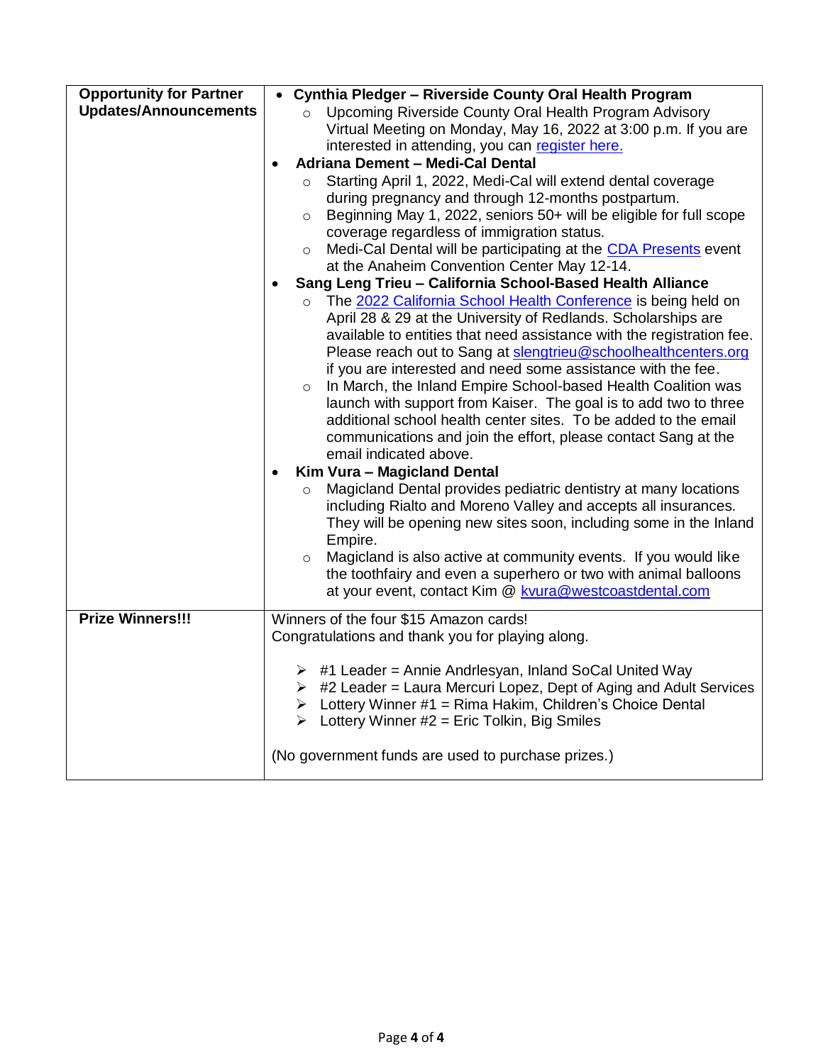| | |
|---|---|
| **Opportunity for Partner Updates/Announcements** | • **Cynthia Pledger – Riverside County Oral Health Program**<br>&nbsp;&nbsp;&nbsp;○ Upcoming Riverside County Oral Health Program Advisory Virtual Meeting on Monday, May 16, 2022 at 3:00 p.m. If you are interested in attending, you can register here.<br>• **Adriana Dement – Medi-Cal Dental**<br>&nbsp;&nbsp;&nbsp;○ Starting April 1, 2022, Medi-Cal will extend dental coverage during pregnancy and through 12-months postpartum.<br>&nbsp;&nbsp;&nbsp;○ Beginning May 1, 2022, seniors 50+ will be eligible for full scope coverage regardless of immigration status.<br>&nbsp;&nbsp;&nbsp;○ Medi-Cal Dental will be participating at the CDA Presents event at the Anaheim Convention Center May 12-14.<br>• **Sang Leng Trieu – California School-Based Health Alliance**<br>&nbsp;&nbsp;&nbsp;○ The 2022 California School Health Conference is being held on April 28 & 29 at the University of Redlands. Scholarships are available to entities that need assistance with the registration fee. Please reach out to Sang at slengtrieu@schoolhealthcenters.org if you are interested and need some assistance with the fee.<br>&nbsp;&nbsp;&nbsp;○ In March, the Inland Empire School-based Health Coalition was launch with support from Kaiser. The goal is to add two to three additional school health center sites. To be added to the email communications and join the effort, please contact Sang at the email indicated above.<br>• **Kim Vura – Magicland Dental**<br>&nbsp;&nbsp;&nbsp;○ Magicland Dental provides pediatric dentistry at many locations including Rialto and Moreno Valley and accepts all insurances. They will be opening new sites soon, including some in the Inland Empire.<br>&nbsp;&nbsp;&nbsp;○ Magicland is also active at community events. If you would like the toothfairy and even a superhero or two with animal balloons at your event, contact Kim @ kvura@westcoastdental.com |
| **Prize Winners!!!** | Winners of the four $15 Amazon cards!<br>Congratulations and thank you for playing along.<br><br>➢ #1 Leader = Annie Andrlesyan, Inland SoCal United Way<br>➢ #2 Leader = Laura Mercuri Lopez, Dept of Aging and Adult Services<br>➢ Lottery Winner #1 = Rima Hakim, Children's Choice Dental<br>➢ Lottery Winner #2 = Eric Tolkin, Big Smiles<br><br>(No government funds are used to purchase prizes.) |